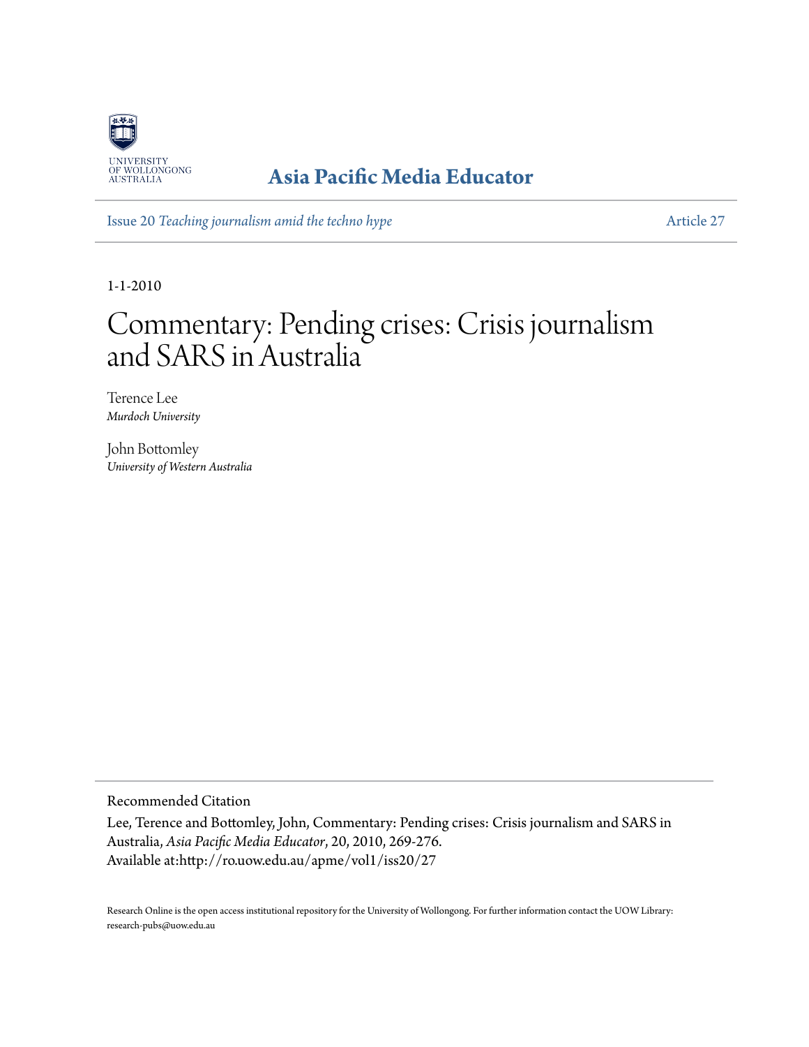UNIVERSITY OF WOLLONGONG AUSTRALIA

**Asia Pacific Media Educator**

Issue 20 *Teaching journalism amid the techno hype* | Article 27

1-1-2010

# Commentary: Pending crises: Crisis journalism and SARS in Australia

Terence Lee
*Murdoch University*

John Bottomley
*University of Western Australia*

Recommended Citation

Lee, Terence and Bottomley, John, Commentary: Pending crises: Crisis journalism and SARS in Australia, *Asia Pacific Media Educator*, 20, 2010, 269-276.
Available at:http://ro.uow.edu.au/apme/vol1/iss20/27

Research Online is the open access institutional repository for the University of Wollongong. For further information contact the UOW Library: research-pubs@uow.edu.au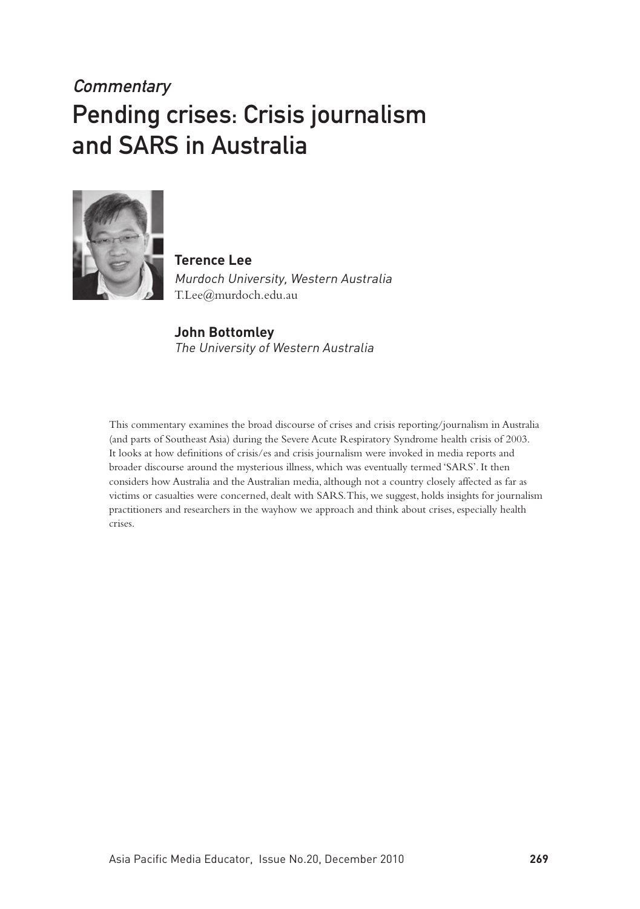*Commentary*

# Pending crises: Crisis journalism and SARS in Australia

**Terence Lee**
*Murdoch University, Western Australia*
T.Lee@murdoch.edu.au

**John Bottomley**
*The University of Western Australia*

This commentary examines the broad discourse of crises and crisis reporting/journalism in Australia (and parts of Southeast Asia) during the Severe Acute Respiratory Syndrome health crisis of 2003. It looks at how definitions of crisis/es and crisis journalism were invoked in media reports and broader discourse around the mysterious illness, which was eventually termed 'SARS'. It then considers how Australia and the Australian media, although not a country closely affected as far as victims or casualties were concerned, dealt with SARS. This, we suggest, holds insights for journalism practitioners and researchers in the wayhow we approach and think about crises, especially health crises.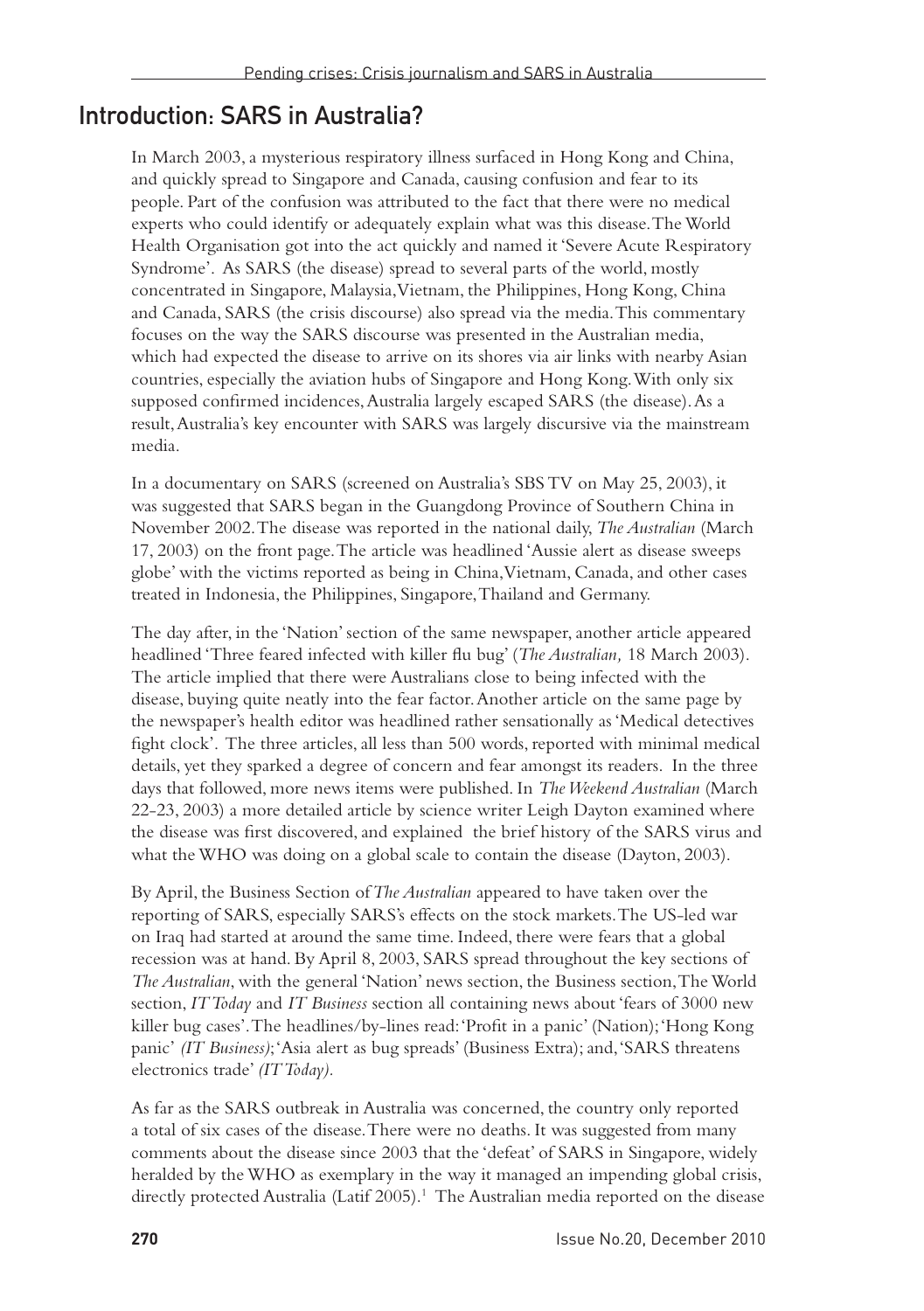## Introduction: SARS in Australia?

In March 2003, a mysterious respiratory illness surfaced in Hong Kong and China, and quickly spread to Singapore and Canada, causing confusion and fear to its people. Part of the confusion was attributed to the fact that there were no medical experts who could identify or adequately explain what was this disease. The World Health Organisation got into the act quickly and named it 'Severe Acute Respiratory Syndrome'. As SARS (the disease) spread to several parts of the world, mostly concentrated in Singapore, Malaysia, Vietnam, the Philippines, Hong Kong, China and Canada, SARS (the crisis discourse) also spread via the media. This commentary focuses on the way the SARS discourse was presented in the Australian media, which had expected the disease to arrive on its shores via air links with nearby Asian countries, especially the aviation hubs of Singapore and Hong Kong. With only six supposed confirmed incidences, Australia largely escaped SARS (the disease). As a result, Australia's key encounter with SARS was largely discursive via the mainstream media.

In a documentary on SARS (screened on Australia's SBS TV on May 25, 2003), it was suggested that SARS began in the Guangdong Province of Southern China in November 2002. The disease was reported in the national daily, *The Australian* (March 17, 2003) on the front page. The article was headlined 'Aussie alert as disease sweeps globe' with the victims reported as being in China, Vietnam, Canada, and other cases treated in Indonesia, the Philippines, Singapore, Thailand and Germany.

The day after, in the 'Nation' section of the same newspaper, another article appeared headlined 'Three feared infected with killer flu bug' (*The Australian,* 18 March 2003). The article implied that there were Australians close to being infected with the disease, buying quite neatly into the fear factor. Another article on the same page by the newspaper's health editor was headlined rather sensationally as 'Medical detectives fight clock'. The three articles, all less than 500 words, reported with minimal medical details, yet they sparked a degree of concern and fear amongst its readers. In the three days that followed, more news items were published. In *The Weekend Australian* (March 22-23, 2003) a more detailed article by science writer Leigh Dayton examined where the disease was first discovered, and explained the brief history of the SARS virus and what the WHO was doing on a global scale to contain the disease (Dayton, 2003).

By April, the Business Section of *The Australian* appeared to have taken over the reporting of SARS, especially SARS's effects on the stock markets. The US-led war on Iraq had started at around the same time. Indeed, there were fears that a global recession was at hand. By April 8, 2003, SARS spread throughout the key sections of *The Australian*, with the general 'Nation' news section, the Business section, The World section, *IT Today* and *IT Business* section all containing news about 'fears of 3000 new killer bug cases'. The headlines/by-lines read: 'Profit in a panic' (Nation); 'Hong Kong panic' *(IT Business)*; 'Asia alert as bug spreads' (Business Extra); and, 'SARS threatens electronics trade' *(IT Today)*.

As far as the SARS outbreak in Australia was concerned, the country only reported a total of six cases of the disease. There were no deaths. It was suggested from many comments about the disease since 2003 that the 'defeat' of SARS in Singapore, widely heralded by the WHO as exemplary in the way it managed an impending global crisis, directly protected Australia (Latif 2005).[1] The Australian media reported on the disease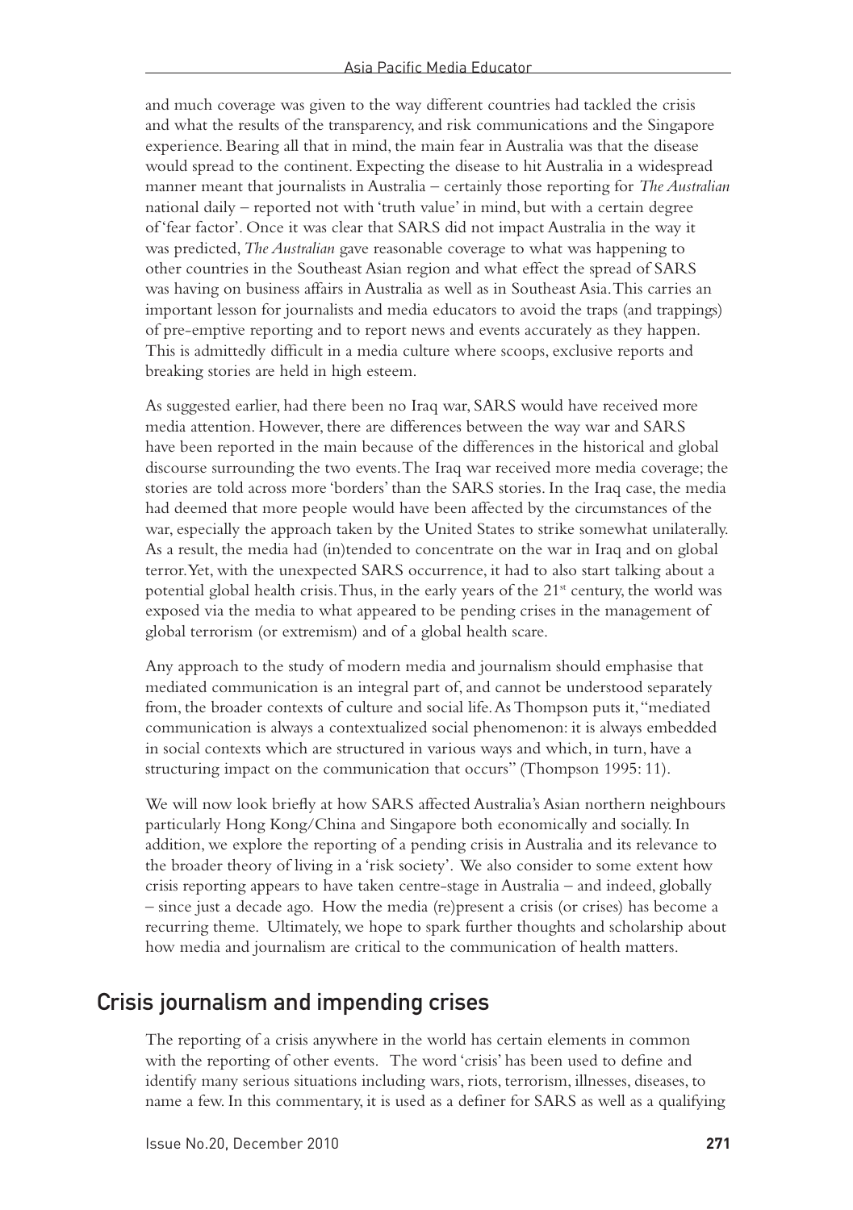and much coverage was given to the way different countries had tackled the crisis and what the results of the transparency, and risk communications and the Singapore experience. Bearing all that in mind, the main fear in Australia was that the disease would spread to the continent. Expecting the disease to hit Australia in a widespread manner meant that journalists in Australia – certainly those reporting for *The Australian* national daily – reported not with 'truth value' in mind, but with a certain degree of 'fear factor'. Once it was clear that SARS did not impact Australia in the way it was predicted, *The Australian* gave reasonable coverage to what was happening to other countries in the Southeast Asian region and what effect the spread of SARS was having on business affairs in Australia as well as in Southeast Asia. This carries an important lesson for journalists and media educators to avoid the traps (and trappings) of pre-emptive reporting and to report news and events accurately as they happen. This is admittedly difficult in a media culture where scoops, exclusive reports and breaking stories are held in high esteem.

As suggested earlier, had there been no Iraq war, SARS would have received more media attention. However, there are differences between the way war and SARS have been reported in the main because of the differences in the historical and global discourse surrounding the two events. The Iraq war received more media coverage; the stories are told across more 'borders' than the SARS stories. In the Iraq case, the media had deemed that more people would have been affected by the circumstances of the war, especially the approach taken by the United States to strike somewhat unilaterally. As a result, the media had (in)tended to concentrate on the war in Iraq and on global terror. Yet, with the unexpected SARS occurrence, it had to also start talking about a potential global health crisis. Thus, in the early years of the 21st century, the world was exposed via the media to what appeared to be pending crises in the management of global terrorism (or extremism) and of a global health scare.

Any approach to the study of modern media and journalism should emphasise that mediated communication is an integral part of, and cannot be understood separately from, the broader contexts of culture and social life. As Thompson puts it, "mediated communication is always a contextualized social phenomenon: it is always embedded in social contexts which are structured in various ways and which, in turn, have a structuring impact on the communication that occurs" (Thompson 1995: 11).

We will now look briefly at how SARS affected Australia's Asian northern neighbours particularly Hong Kong/China and Singapore both economically and socially. In addition, we explore the reporting of a pending crisis in Australia and its relevance to the broader theory of living in a 'risk society'. We also consider to some extent how crisis reporting appears to have taken centre-stage in Australia – and indeed, globally – since just a decade ago. How the media (re)present a crisis (or crises) has become a recurring theme. Ultimately, we hope to spark further thoughts and scholarship about how media and journalism are critical to the communication of health matters.

## Crisis journalism and impending crises

The reporting of a crisis anywhere in the world has certain elements in common with the reporting of other events. The word 'crisis' has been used to define and identify many serious situations including wars, riots, terrorism, illnesses, diseases, to name a few. In this commentary, it is used as a definer for SARS as well as a qualifying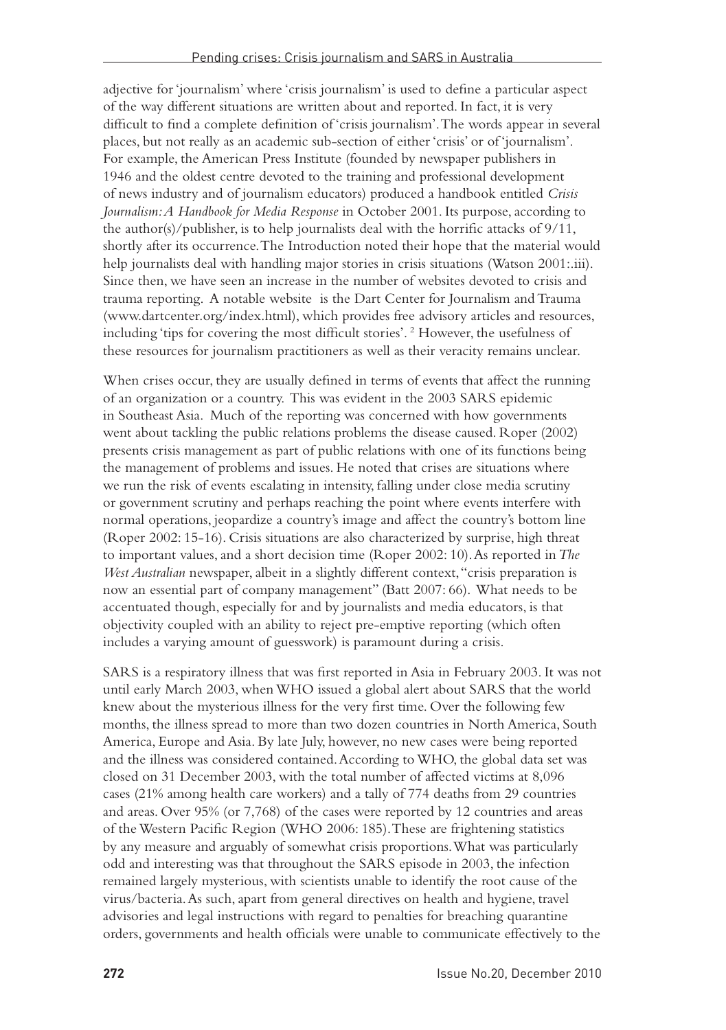adjective for 'journalism' where 'crisis journalism' is used to define a particular aspect of the way different situations are written about and reported. In fact, it is very difficult to find a complete definition of 'crisis journalism'. The words appear in several places, but not really as an academic sub-section of either 'crisis' or of 'journalism'. For example, the American Press Institute (founded by newspaper publishers in 1946 and the oldest centre devoted to the training and professional development of news industry and of journalism educators) produced a handbook entitled *Crisis Journalism: A Handbook for Media Response* in October 2001. Its purpose, according to the author(s)/publisher, is to help journalists deal with the horrific attacks of 9/11, shortly after its occurrence. The Introduction noted their hope that the material would help journalists deal with handling major stories in crisis situations (Watson 2001:.iii). Since then, we have seen an increase in the number of websites devoted to crisis and trauma reporting. A notable website is the Dart Center for Journalism and Trauma (www.dartcenter.org/index.html), which provides free advisory articles and resources, including 'tips for covering the most difficult stories'. [2] However, the usefulness of these resources for journalism practitioners as well as their veracity remains unclear.

When crises occur, they are usually defined in terms of events that affect the running of an organization or a country. This was evident in the 2003 SARS epidemic in Southeast Asia. Much of the reporting was concerned with how governments went about tackling the public relations problems the disease caused. Roper (2002) presents crisis management as part of public relations with one of its functions being the management of problems and issues. He noted that crises are situations where we run the risk of events escalating in intensity, falling under close media scrutiny or government scrutiny and perhaps reaching the point where events interfere with normal operations, jeopardize a country's image and affect the country's bottom line (Roper 2002: 15-16). Crisis situations are also characterized by surprise, high threat to important values, and a short decision time (Roper 2002: 10). As reported in *The West Australian* newspaper, albeit in a slightly different context, "crisis preparation is now an essential part of company management" (Batt 2007: 66). What needs to be accentuated though, especially for and by journalists and media educators, is that objectivity coupled with an ability to reject pre-emptive reporting (which often includes a varying amount of guesswork) is paramount during a crisis.

SARS is a respiratory illness that was first reported in Asia in February 2003. It was not until early March 2003, when WHO issued a global alert about SARS that the world knew about the mysterious illness for the very first time. Over the following few months, the illness spread to more than two dozen countries in North America, South America, Europe and Asia. By late July, however, no new cases were being reported and the illness was considered contained. According to WHO, the global data set was closed on 31 December 2003, with the total number of affected victims at 8,096 cases (21% among health care workers) and a tally of 774 deaths from 29 countries and areas. Over 95% (or 7,768) of the cases were reported by 12 countries and areas of the Western Pacific Region (WHO 2006: 185). These are frightening statistics by any measure and arguably of somewhat crisis proportions. What was particularly odd and interesting was that throughout the SARS episode in 2003, the infection remained largely mysterious, with scientists unable to identify the root cause of the virus/bacteria. As such, apart from general directives on health and hygiene, travel advisories and legal instructions with regard to penalties for breaching quarantine orders, governments and health officials were unable to communicate effectively to the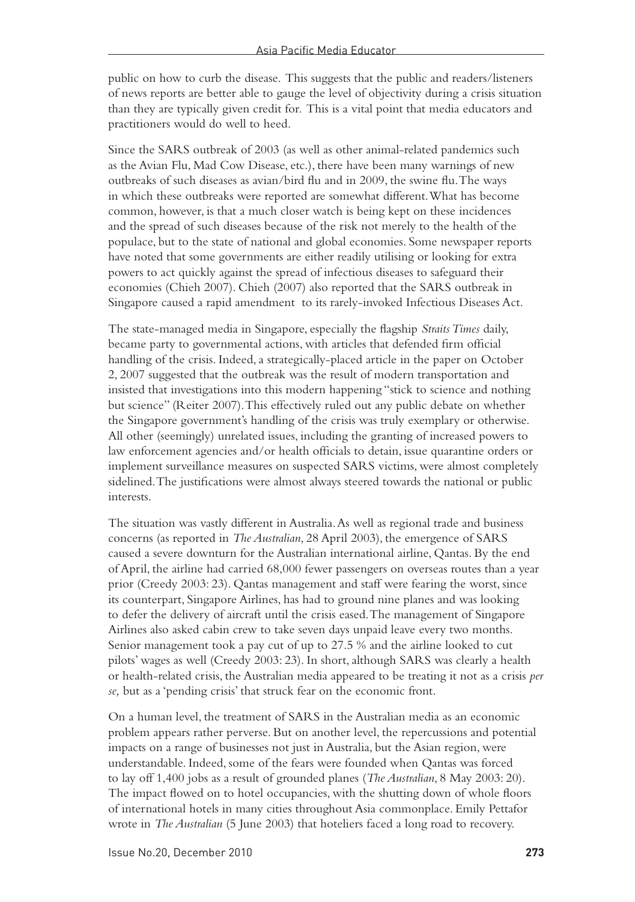public on how to curb the disease. This suggests that the public and readers/listeners of news reports are better able to gauge the level of objectivity during a crisis situation than they are typically given credit for. This is a vital point that media educators and practitioners would do well to heed.

Since the SARS outbreak of 2003 (as well as other animal-related pandemics such as the Avian Flu, Mad Cow Disease, etc.), there have been many warnings of new outbreaks of such diseases as avian/bird flu and in 2009, the swine flu. The ways in which these outbreaks were reported are somewhat different. What has become common, however, is that a much closer watch is being kept on these incidences and the spread of such diseases because of the risk not merely to the health of the populace, but to the state of national and global economies. Some newspaper reports have noted that some governments are either readily utilising or looking for extra powers to act quickly against the spread of infectious diseases to safeguard their economies (Chieh 2007). Chieh (2007) also reported that the SARS outbreak in Singapore caused a rapid amendment to its rarely-invoked Infectious Diseases Act.

The state-managed media in Singapore, especially the flagship *Straits Times* daily, became party to governmental actions, with articles that defended firm official handling of the crisis. Indeed, a strategically-placed article in the paper on October 2, 2007 suggested that the outbreak was the result of modern transportation and insisted that investigations into this modern happening "stick to science and nothing but science" (Reiter 2007). This effectively ruled out any public debate on whether the Singapore government's handling of the crisis was truly exemplary or otherwise. All other (seemingly) unrelated issues, including the granting of increased powers to law enforcement agencies and/or health officials to detain, issue quarantine orders or implement surveillance measures on suspected SARS victims, were almost completely sidelined. The justifications were almost always steered towards the national or public interests.

The situation was vastly different in Australia. As well as regional trade and business concerns (as reported in *The Australian*, 28 April 2003), the emergence of SARS caused a severe downturn for the Australian international airline, Qantas. By the end of April, the airline had carried 68,000 fewer passengers on overseas routes than a year prior (Creedy 2003: 23). Qantas management and staff were fearing the worst, since its counterpart, Singapore Airlines, has had to ground nine planes and was looking to defer the delivery of aircraft until the crisis eased. The management of Singapore Airlines also asked cabin crew to take seven days unpaid leave every two months. Senior management took a pay cut of up to 27.5 % and the airline looked to cut pilots' wages as well (Creedy 2003: 23). In short, although SARS was clearly a health or health-related crisis, the Australian media appeared to be treating it not as a crisis *per se,* but as a 'pending crisis' that struck fear on the economic front.

On a human level, the treatment of SARS in the Australian media as an economic problem appears rather perverse. But on another level, the repercussions and potential impacts on a range of businesses not just in Australia, but the Asian region, were understandable. Indeed, some of the fears were founded when Qantas was forced to lay off 1,400 jobs as a result of grounded planes (*The Australian*, 8 May 2003: 20). The impact flowed on to hotel occupancies, with the shutting down of whole floors of international hotels in many cities throughout Asia commonplace. Emily Pettafor wrote in *The Australian* (5 June 2003) that hoteliers faced a long road to recovery.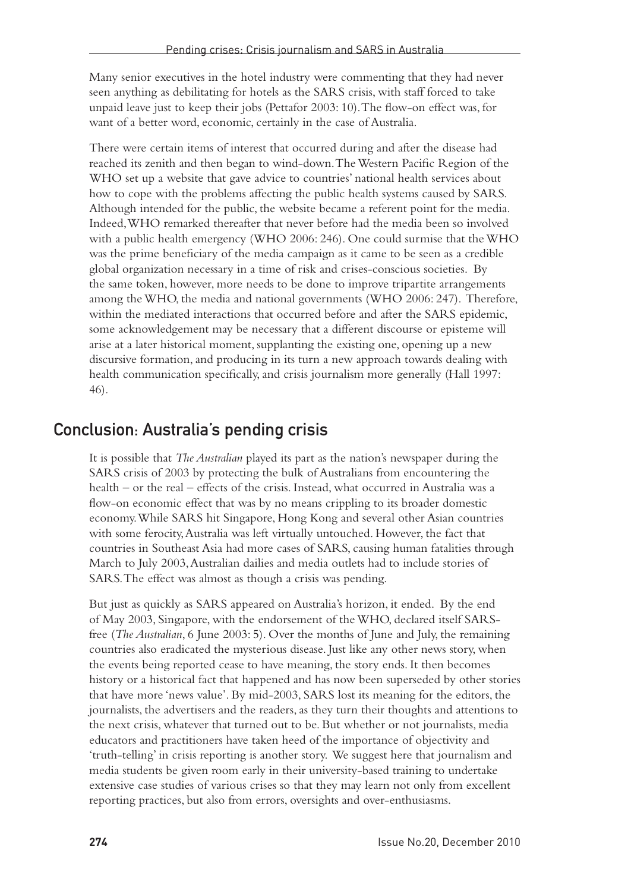Many senior executives in the hotel industry were commenting that they had never seen anything as debilitating for hotels as the SARS crisis, with staff forced to take unpaid leave just to keep their jobs (Pettafor 2003: 10). The flow-on effect was, for want of a better word, economic, certainly in the case of Australia.

There were certain items of interest that occurred during and after the disease had reached its zenith and then began to wind-down. The Western Pacific Region of the WHO set up a website that gave advice to countries' national health services about how to cope with the problems affecting the public health systems caused by SARS. Although intended for the public, the website became a referent point for the media. Indeed, WHO remarked thereafter that never before had the media been so involved with a public health emergency (WHO 2006: 246). One could surmise that the WHO was the prime beneficiary of the media campaign as it came to be seen as a credible global organization necessary in a time of risk and crises-conscious societies. By the same token, however, more needs to be done to improve tripartite arrangements among the WHO, the media and national governments (WHO 2006: 247). Therefore, within the mediated interactions that occurred before and after the SARS epidemic, some acknowledgement may be necessary that a different discourse or episteme will arise at a later historical moment, supplanting the existing one, opening up a new discursive formation, and producing in its turn a new approach towards dealing with health communication specifically, and crisis journalism more generally (Hall 1997: 46).

## Conclusion: Australia's pending crisis

It is possible that *The Australian* played its part as the nation's newspaper during the SARS crisis of 2003 by protecting the bulk of Australians from encountering the health – or the real – effects of the crisis. Instead, what occurred in Australia was a flow-on economic effect that was by no means crippling to its broader domestic economy. While SARS hit Singapore, Hong Kong and several other Asian countries with some ferocity, Australia was left virtually untouched. However, the fact that countries in Southeast Asia had more cases of SARS, causing human fatalities through March to July 2003, Australian dailies and media outlets had to include stories of SARS. The effect was almost as though a crisis was pending.

But just as quickly as SARS appeared on Australia's horizon, it ended. By the end of May 2003, Singapore, with the endorsement of the WHO, declared itself SARS-free (*The Australian*, 6 June 2003: 5). Over the months of June and July, the remaining countries also eradicated the mysterious disease. Just like any other news story, when the events being reported cease to have meaning, the story ends. It then becomes history or a historical fact that happened and has now been superseded by other stories that have more 'news value'. By mid-2003, SARS lost its meaning for the editors, the journalists, the advertisers and the readers, as they turn their thoughts and attentions to the next crisis, whatever that turned out to be. But whether or not journalists, media educators and practitioners have taken heed of the importance of objectivity and 'truth-telling' in crisis reporting is another story. We suggest here that journalism and media students be given room early in their university-based training to undertake extensive case studies of various crises so that they may learn not only from excellent reporting practices, but also from errors, oversights and over-enthusiasms.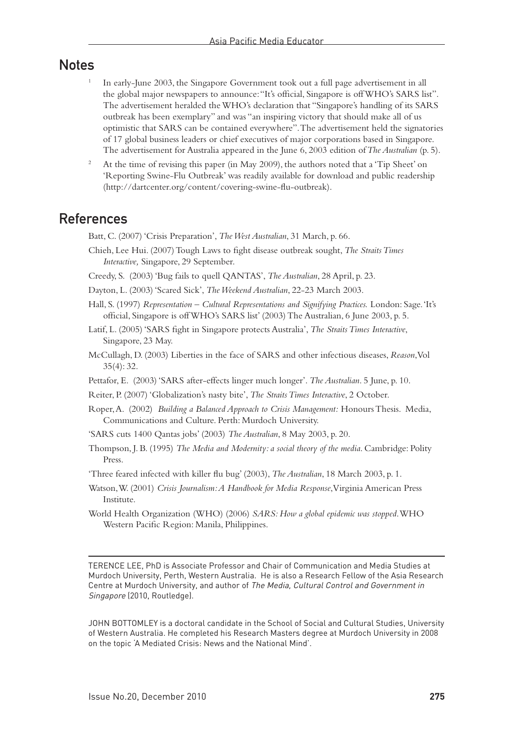## Notes

[1] In early-June 2003, the Singapore Government took out a full page advertisement in all the global major newspapers to announce: "It's official, Singapore is off WHO's SARS list". The advertisement heralded the WHO's declaration that "Singapore's handling of its SARS outbreak has been exemplary" and was "an inspiring victory that should make all of us optimistic that SARS can be contained everywhere". The advertisement held the signatories of 17 global business leaders or chief executives of major corporations based in Singapore. The advertisement for Australia appeared in the June 6, 2003 edition of *The Australian* (p. 5).

[2] At the time of revising this paper (in May 2009), the authors noted that a 'Tip Sheet' on 'Reporting Swine-Flu Outbreak' was readily available for download and public readership (http://dartcenter.org/content/covering-swine-flu-outbreak).

## References

Batt, C. (2007) 'Crisis Preparation', *The West Australian*, 31 March, p. 66.

Chieh, Lee Hui. (2007) Tough Laws to fight disease outbreak sought, *The Straits Times Interactive,* Singapore, 29 September.

Creedy, S. (2003) 'Bug fails to quell QANTAS', *The Australian*, 28 April, p. 23.

Dayton, L. (2003) 'Scared Sick', *The Weekend Australian*, 22-23 March 2003.

Hall, S. (1997) *Representation – Cultural Representations and Signifying Practices.* London: Sage. 'It's official, Singapore is off WHO's SARS list' (2003) The Australian, 6 June 2003, p. 5.

Latif, L. (2005) 'SARS fight in Singapore protects Australia', *The Straits Times Interactive*, Singapore, 23 May.

McCullagh, D. (2003) Liberties in the face of SARS and other infectious diseases, *Reason*, Vol 35(4): 32.

Pettafor, E. (2003) 'SARS after-effects linger much longer'. *The Australian*. 5 June, p. 10.

Reiter, P. (2007) 'Globalization's nasty bite', *The Straits Times Interactive*, 2 October.

Roper, A. (2002) *Building a Balanced Approach to Crisis Management:* Honours Thesis. Media, Communications and Culture. Perth: Murdoch University.

'SARS cuts 1400 Qantas jobs' (2003) *The Australian*, 8 May 2003, p. 20.

Thompson, J. B. (1995) *The Media and Modernity: a social theory of the media*. Cambridge: Polity Press.

'Three feared infected with killer flu bug' (2003), *The Australian*, 18 March 2003, p. 1.

Watson, W. (2001) *Crisis Journalism: A Handbook for Media Response*, Virginia American Press Institute.

World Health Organization (WHO) (2006) *SARS: How a global epidemic was stopped*. WHO Western Pacific Region: Manila, Philippines.

---

TERENCE LEE, PhD is Associate Professor and Chair of Communication and Media Studies at Murdoch University, Perth, Western Australia. He is also a Research Fellow of the Asia Research Centre at Murdoch University, and author of *The Media, Cultural Control and Government in Singapore* (2010, Routledge).

JOHN BOTTOMLEY is a doctoral candidate in the School of Social and Cultural Studies, University of Western Australia. He completed his Research Masters degree at Murdoch University in 2008 on the topic 'A Mediated Crisis: News and the National Mind'.